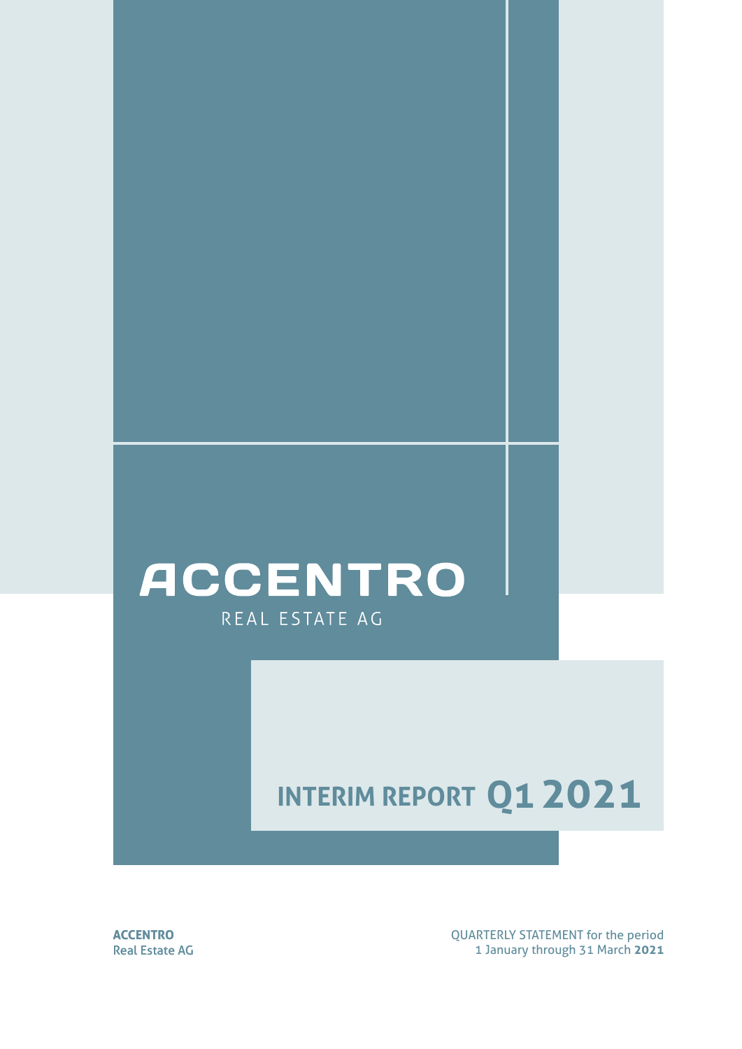# ACCENTRO

REAL ESTATE AG

# INTERIM REPORT Q1 2021

**ACCENTRO**
Real Estate AG

QUARTERLY STATEMENT for the period
1 January through 31 March **2021**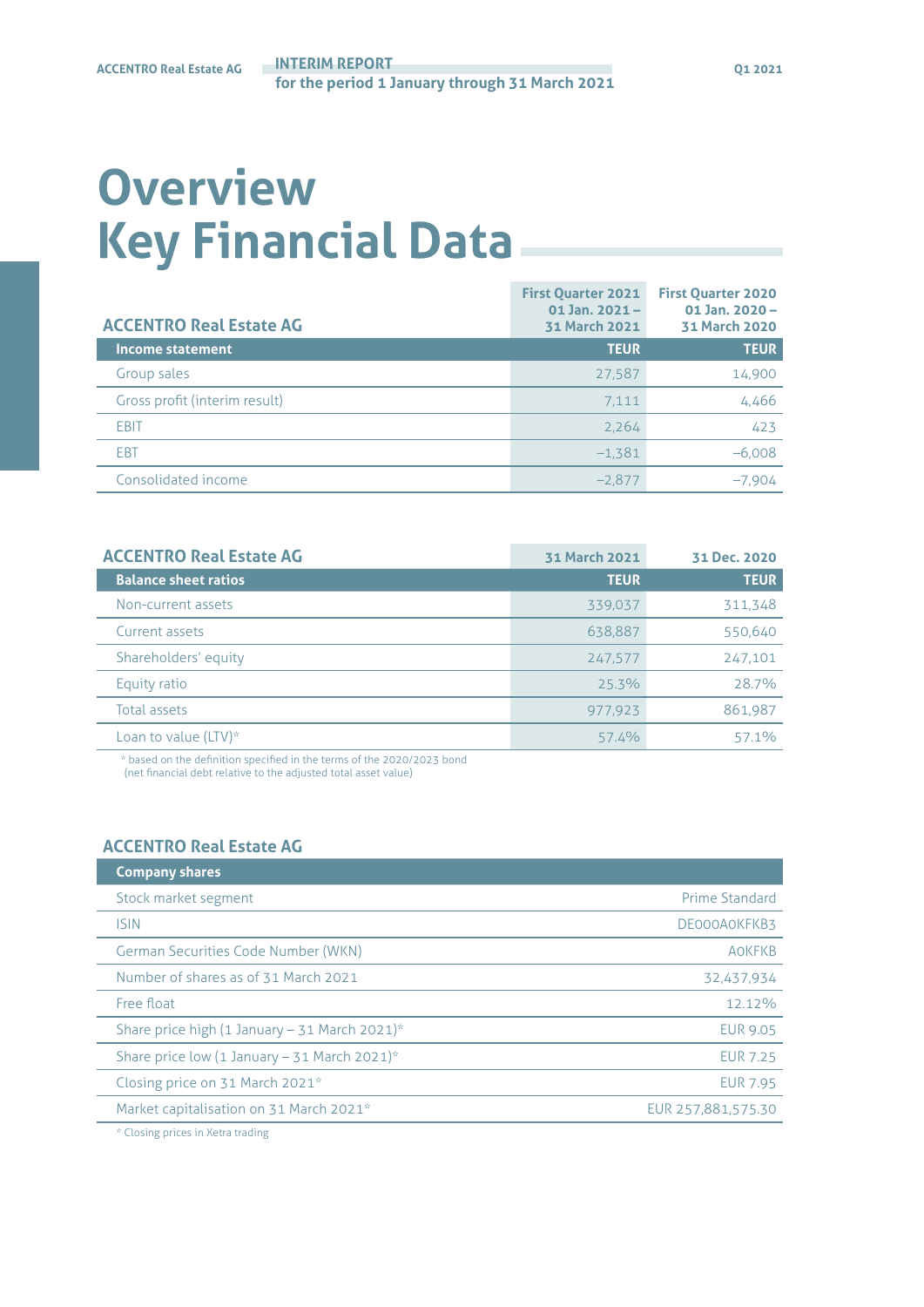# Overview Key Financial Data

| ACCENTRO Real Estate AG | First Quarter 2021 01 Jan. 2021 – 31 March 2021 | First Quarter 2020 01 Jan. 2020 – 31 March 2020 |
|---|---|---|
| **Income statement** | **TEUR** | **TEUR** |
| Group sales | 27,587 | 14,900 |
| Gross profit (interim result) | 7,111 | 4,466 |
| EBIT | 2,264 | 423 |
| EBT | –1,381 | –6,008 |
| Consolidated income | –2,877 | –7,904 |

| ACCENTRO Real Estate AG | 31 March 2021 | 31 Dec. 2020 |
|---|---|---|
| **Balance sheet ratios** | **TEUR** | **TEUR** |
| Non-current assets | 339,037 | 311,348 |
| Current assets | 638,887 | 550,640 |
| Shareholders' equity | 247,577 | 247,101 |
| Equity ratio | 25.3% | 28.7% |
| Total assets | 977,923 | 861,987 |
| Loan to value (LTV)* | 57.4% | 57.1% |

* based on the definition specified in the terms of the 2020/2023 bond (net financial debt relative to the adjusted total asset value)

| ACCENTRO Real Estate AG | |
|---|---|
| **Company shares** | |
| Stock market segment | Prime Standard |
| ISIN | DE000A0KFKB3 |
| German Securities Code Number (WKN) | A0KFKB |
| Number of shares as of 31 March 2021 | 32,437,934 |
| Free float | 12.12% |
| Share price high (1 January – 31 March 2021)* | EUR 9.05 |
| Share price low (1 January – 31 March 2021)* | EUR 7.25 |
| Closing price on 31 March 2021* | EUR 7.95 |
| Market capitalisation on 31 March 2021* | EUR 257,881,575.30 |

* Closing prices in Xetra trading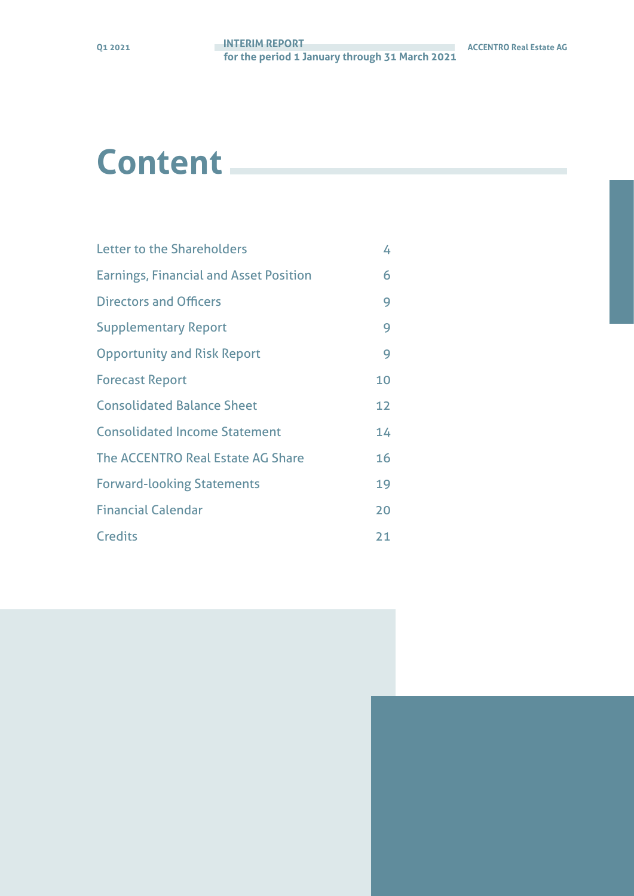# Content

| | |
|---|---|
| Letter to the Shareholders | 4 |
| Earnings, Financial and Asset Position | 6 |
| Directors and Officers | 9 |
| Supplementary Report | 9 |
| Opportunity and Risk Report | 9 |
| Forecast Report | 10 |
| Consolidated Balance Sheet | 12 |
| Consolidated Income Statement | 14 |
| The ACCENTRO Real Estate AG Share | 16 |
| Forward-looking Statements | 19 |
| Financial Calendar | 20 |
| Credits | 21 |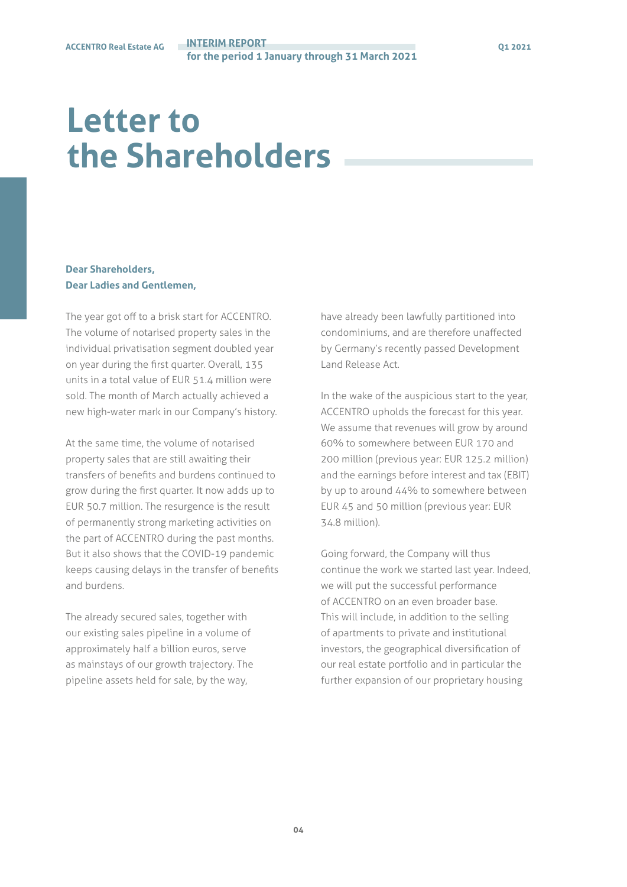# Letter to the Shareholders

**Dear Shareholders,**
**Dear Ladies and Gentlemen,**

The year got off to a brisk start for ACCENTRO. The volume of notarised property sales in the individual privatisation segment doubled year on year during the first quarter. Overall, 135 units in a total value of EUR 51.4 million were sold. The month of March actually achieved a new high-water mark in our Company's history.

At the same time, the volume of notarised property sales that are still awaiting their transfers of benefits and burdens continued to grow during the first quarter. It now adds up to EUR 50.7 million. The resurgence is the result of permanently strong marketing activities on the part of ACCENTRO during the past months. But it also shows that the COVID-19 pandemic keeps causing delays in the transfer of benefits and burdens.

The already secured sales, together with our existing sales pipeline in a volume of approximately half a billion euros, serve as mainstays of our growth trajectory. The pipeline assets held for sale, by the way, have already been lawfully partitioned into condominiums, and are therefore unaffected by Germany's recently passed Development Land Release Act.

In the wake of the auspicious start to the year, ACCENTRO upholds the forecast for this year. We assume that revenues will grow by around 60% to somewhere between EUR 170 and 200 million (previous year: EUR 125.2 million) and the earnings before interest and tax (EBIT) by up to around 44% to somewhere between EUR 45 and 50 million (previous year: EUR 34.8 million).

Going forward, the Company will thus continue the work we started last year. Indeed, we will put the successful performance of ACCENTRO on an even broader base. This will include, in addition to the selling of apartments to private and institutional investors, the geographical diversification of our real estate portfolio and in particular the further expansion of our proprietary housing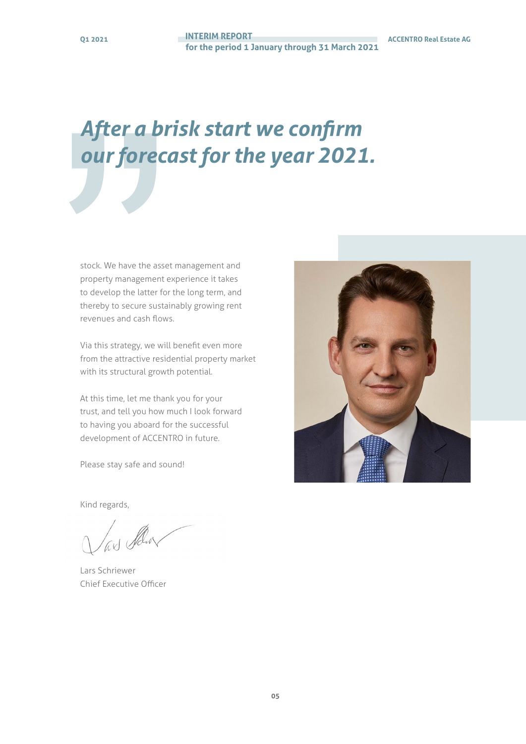*After a brisk start we confirm our forecast for the year 2021.*

stock. We have the asset management and property management experience it takes to develop the latter for the long term, and thereby to secure sustainably growing rent revenues and cash flows.

Via this strategy, we will benefit even more from the attractive residential property market with its structural growth potential.

At this time, let me thank you for your trust, and tell you how much I look forward to having you aboard for the successful development of ACCENTRO in future.

Please stay safe and sound!

Kind regards,

Lars Schriewer
Chief Executive Officer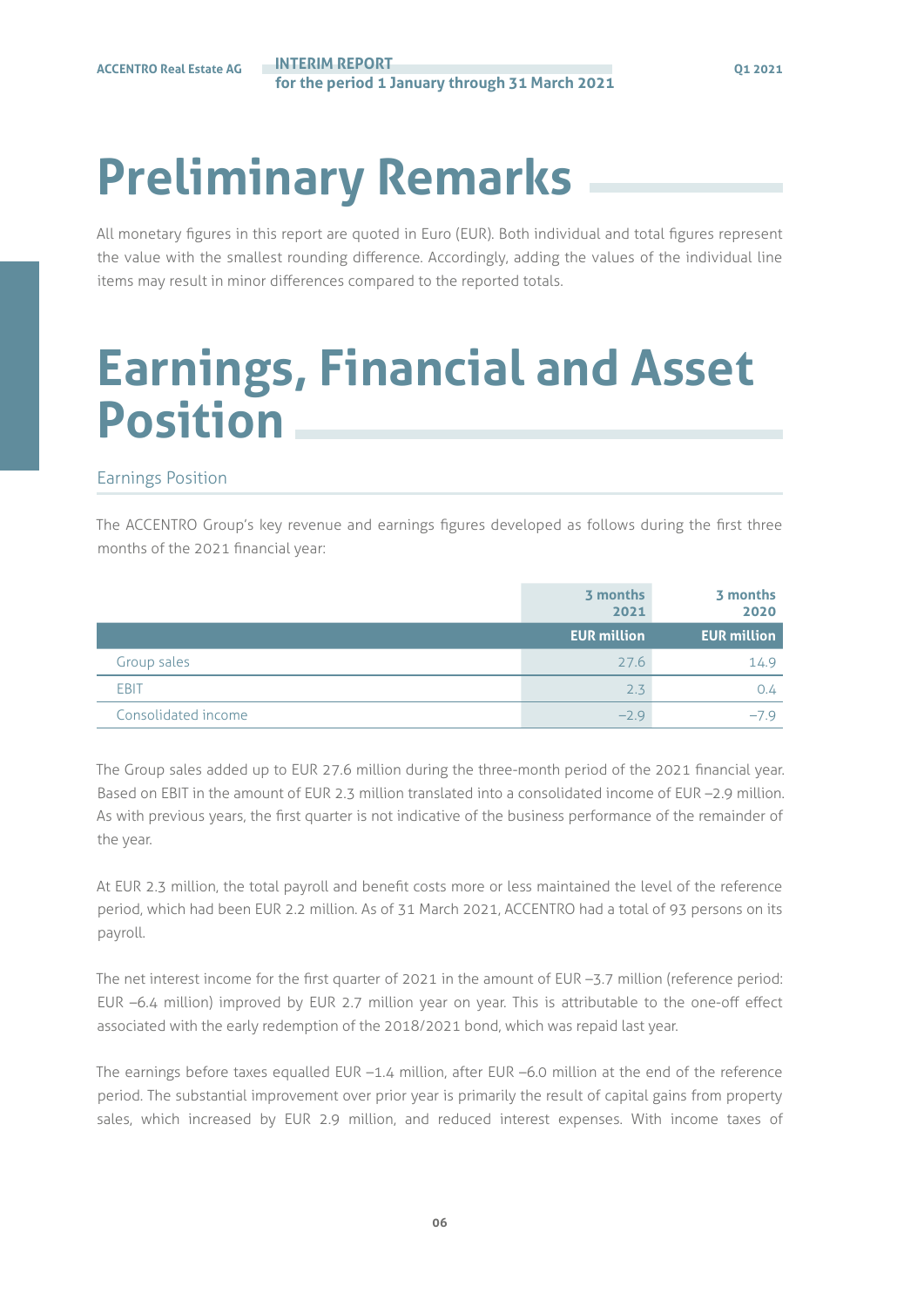# Preliminary Remarks

All monetary figures in this report are quoted in Euro (EUR). Both individual and total figures represent the value with the smallest rounding difference. Accordingly, adding the values of the individual line items may result in minor differences compared to the reported totals.

# Earnings, Financial and Asset Position

## Earnings Position

The ACCENTRO Group's key revenue and earnings figures developed as follows during the first three months of the 2021 financial year:

| | 3 months 2021 | 3 months 2020 |
|---|---|---|
| | EUR million | EUR million |
| Group sales | 27.6 | 14.9 |
| EBIT | 2.3 | 0.4 |
| Consolidated income | –2.9 | –7.9 |

The Group sales added up to EUR 27.6 million during the three-month period of the 2021 financial year. Based on EBIT in the amount of EUR 2.3 million translated into a consolidated income of EUR –2.9 million. As with previous years, the first quarter is not indicative of the business performance of the remainder of the year.

At EUR 2.3 million, the total payroll and benefit costs more or less maintained the level of the reference period, which had been EUR 2.2 million. As of 31 March 2021, ACCENTRO had a total of 93 persons on its payroll.

The net interest income for the first quarter of 2021 in the amount of EUR –3.7 million (reference period: EUR –6.4 million) improved by EUR 2.7 million year on year. This is attributable to the one-off effect associated with the early redemption of the 2018/2021 bond, which was repaid last year.

The earnings before taxes equalled EUR –1.4 million, after EUR –6.0 million at the end of the reference period. The substantial improvement over prior year is primarily the result of capital gains from property sales, which increased by EUR 2.9 million, and reduced interest expenses. With income taxes of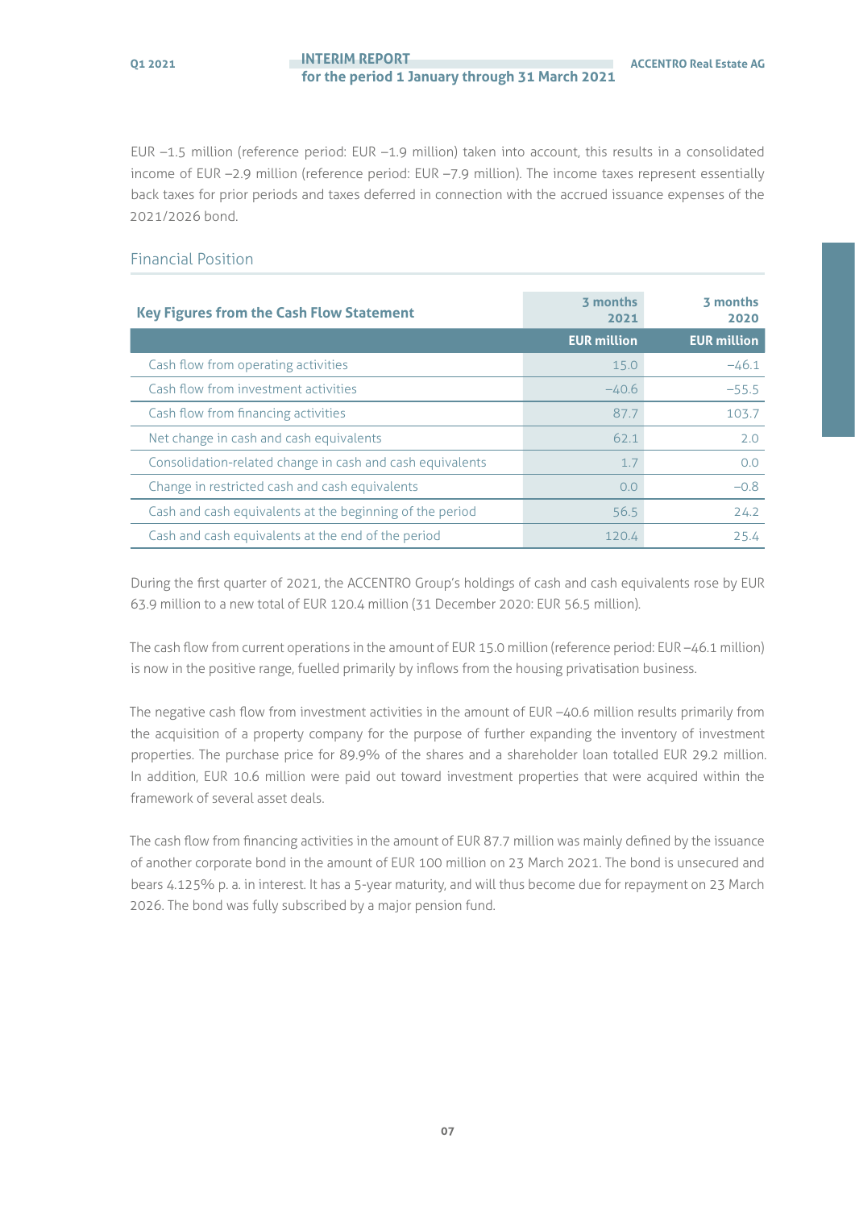EUR –1.5 million (reference period: EUR –1.9 million) taken into account, this results in a consolidated income of EUR –2.9 million (reference period: EUR –7.9 million). The income taxes represent essentially back taxes for prior periods and taxes deferred in connection with the accrued issuance expenses of the 2021/2026 bond.

## Financial Position

| Key Figures from the Cash Flow Statement | 3 months 2021 | 3 months 2020 |
|---|---|---|
| | EUR million | EUR million |
| Cash flow from operating activities | 15.0 | –46.1 |
| Cash flow from investment activities | –40.6 | –55.5 |
| Cash flow from financing activities | 87.7 | 103.7 |
| Net change in cash and cash equivalents | 62.1 | 2.0 |
| Consolidation-related change in cash and cash equivalents | 1.7 | 0.0 |
| Change in restricted cash and cash equivalents | 0.0 | –0.8 |
| Cash and cash equivalents at the beginning of the period | 56.5 | 24.2 |
| Cash and cash equivalents at the end of the period | 120.4 | 25.4 |

During the first quarter of 2021, the ACCENTRO Group's holdings of cash and cash equivalents rose by EUR 63.9 million to a new total of EUR 120.4 million (31 December 2020: EUR 56.5 million).

The cash flow from current operations in the amount of EUR 15.0 million (reference period: EUR –46.1 million) is now in the positive range, fuelled primarily by inflows from the housing privatisation business.

The negative cash flow from investment activities in the amount of EUR –40.6 million results primarily from the acquisition of a property company for the purpose of further expanding the inventory of investment properties. The purchase price for 89.9% of the shares and a shareholder loan totalled EUR 29.2 million. In addition, EUR 10.6 million were paid out toward investment properties that were acquired within the framework of several asset deals.

The cash flow from financing activities in the amount of EUR 87.7 million was mainly defined by the issuance of another corporate bond in the amount of EUR 100 million on 23 March 2021. The bond is unsecured and bears 4.125% p. a. in interest. It has a 5-year maturity, and will thus become due for repayment on 23 March 2026. The bond was fully subscribed by a major pension fund.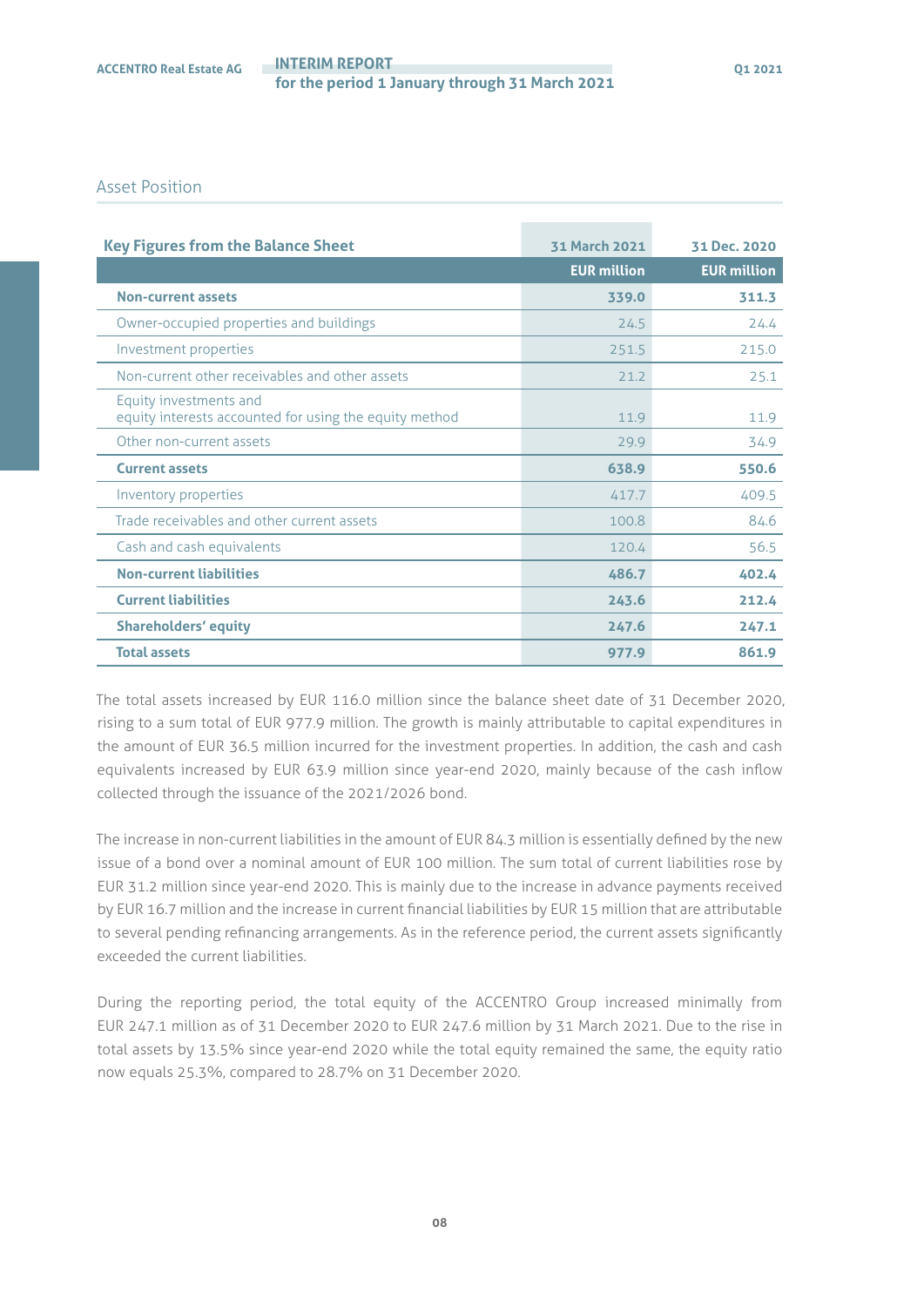## Asset Position

| Key Figures from the Balance Sheet | 31 March 2021 | 31 Dec. 2020 |
|---|---|---|
| | EUR million | EUR million |
| **Non-current assets** | **339.0** | **311.3** |
| Owner-occupied properties and buildings | 24.5 | 24.4 |
| Investment properties | 251.5 | 215.0 |
| Non-current other receivables and other assets | 21.2 | 25.1 |
| Equity investments and equity interests accounted for using the equity method | 11.9 | 11.9 |
| Other non-current assets | 29.9 | 34.9 |
| **Current assets** | **638.9** | **550.6** |
| Inventory properties | 417.7 | 409.5 |
| Trade receivables and other current assets | 100.8 | 84.6 |
| Cash and cash equivalents | 120.4 | 56.5 |
| **Non-current liabilities** | **486.7** | **402.4** |
| **Current liabilities** | **243.6** | **212.4** |
| **Shareholders' equity** | **247.6** | **247.1** |
| **Total assets** | **977.9** | **861.9** |

The total assets increased by EUR 116.0 million since the balance sheet date of 31 December 2020, rising to a sum total of EUR 977.9 million. The growth is mainly attributable to capital expenditures in the amount of EUR 36.5 million incurred for the investment properties. In addition, the cash and cash equivalents increased by EUR 63.9 million since year-end 2020, mainly because of the cash inflow collected through the issuance of the 2021/2026 bond.

The increase in non-current liabilities in the amount of EUR 84.3 million is essentially defined by the new issue of a bond over a nominal amount of EUR 100 million. The sum total of current liabilities rose by EUR 31.2 million since year-end 2020. This is mainly due to the increase in advance payments received by EUR 16.7 million and the increase in current financial liabilities by EUR 15 million that are attributable to several pending refinancing arrangements. As in the reference period, the current assets significantly exceeded the current liabilities.

During the reporting period, the total equity of the ACCENTRO Group increased minimally from EUR 247.1 million as of 31 December 2020 to EUR 247.6 million by 31 March 2021. Due to the rise in total assets by 13.5% since year-end 2020 while the total equity remained the same, the equity ratio now equals 25.3%, compared to 28.7% on 31 December 2020.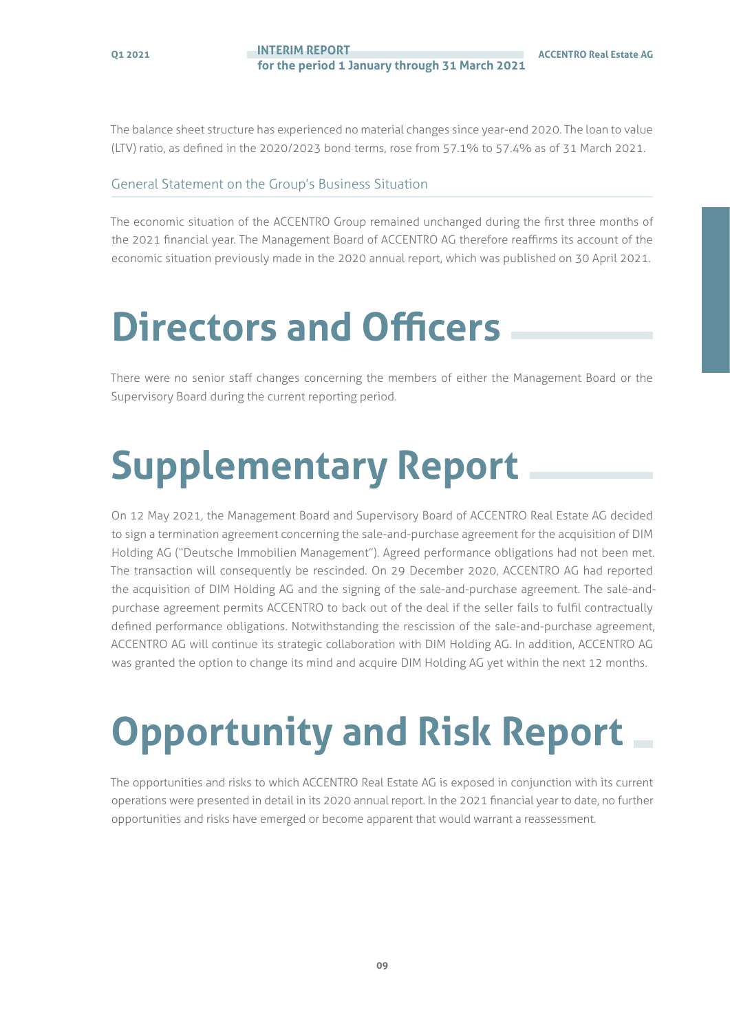The balance sheet structure has experienced no material changes since year-end 2020. The loan to value (LTV) ratio, as defined in the 2020/2023 bond terms, rose from 57.1% to 57.4% as of 31 March 2021.

### General Statement on the Group's Business Situation

The economic situation of the ACCENTRO Group remained unchanged during the first three months of the 2021 financial year. The Management Board of ACCENTRO AG therefore reaffirms its account of the economic situation previously made in the 2020 annual report, which was published on 30 April 2021.

# Directors and Officers

There were no senior staff changes concerning the members of either the Management Board or the Supervisory Board during the current reporting period.

# Supplementary Report

On 12 May 2021, the Management Board and Supervisory Board of ACCENTRO Real Estate AG decided to sign a termination agreement concerning the sale-and-purchase agreement for the acquisition of DIM Holding AG ("Deutsche Immobilien Management"). Agreed performance obligations had not been met. The transaction will consequently be rescinded. On 29 December 2020, ACCENTRO AG had reported the acquisition of DIM Holding AG and the signing of the sale-and-purchase agreement. The sale-and-purchase agreement permits ACCENTRO to back out of the deal if the seller fails to fulfil contractually defined performance obligations. Notwithstanding the rescission of the sale-and-purchase agreement, ACCENTRO AG will continue its strategic collaboration with DIM Holding AG. In addition, ACCENTRO AG was granted the option to change its mind and acquire DIM Holding AG yet within the next 12 months.

# Opportunity and Risk Report

The opportunities and risks to which ACCENTRO Real Estate AG is exposed in conjunction with its current operations were presented in detail in its 2020 annual report. In the 2021 financial year to date, no further opportunities and risks have emerged or become apparent that would warrant a reassessment.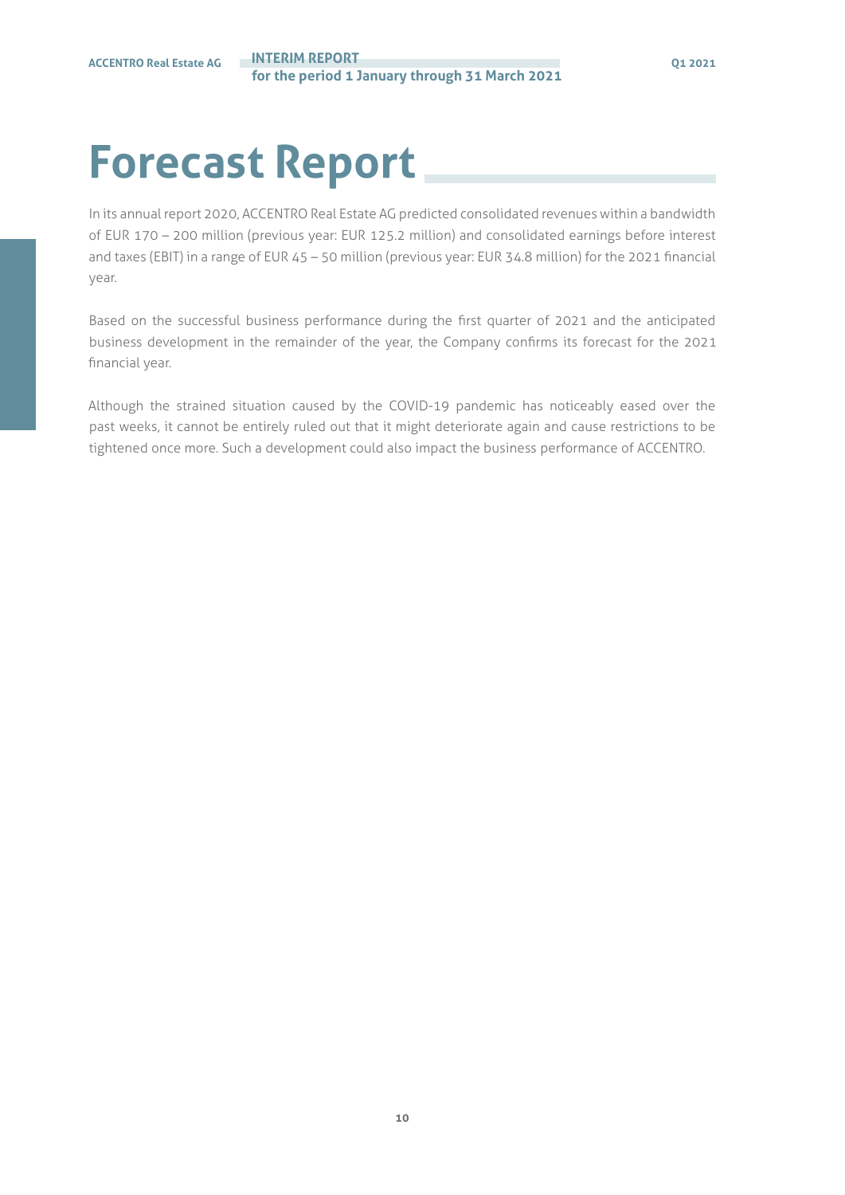# Forecast Report

In its annual report 2020, ACCENTRO Real Estate AG predicted consolidated revenues within a bandwidth of EUR 170 – 200 million (previous year: EUR 125.2 million) and consolidated earnings before interest and taxes (EBIT) in a range of EUR 45 – 50 million (previous year: EUR 34.8 million) for the 2021 financial year.

Based on the successful business performance during the first quarter of 2021 and the anticipated business development in the remainder of the year, the Company confirms its forecast for the 2021 financial year.

Although the strained situation caused by the COVID-19 pandemic has noticeably eased over the past weeks, it cannot be entirely ruled out that it might deteriorate again and cause restrictions to be tightened once more. Such a development could also impact the business performance of ACCENTRO.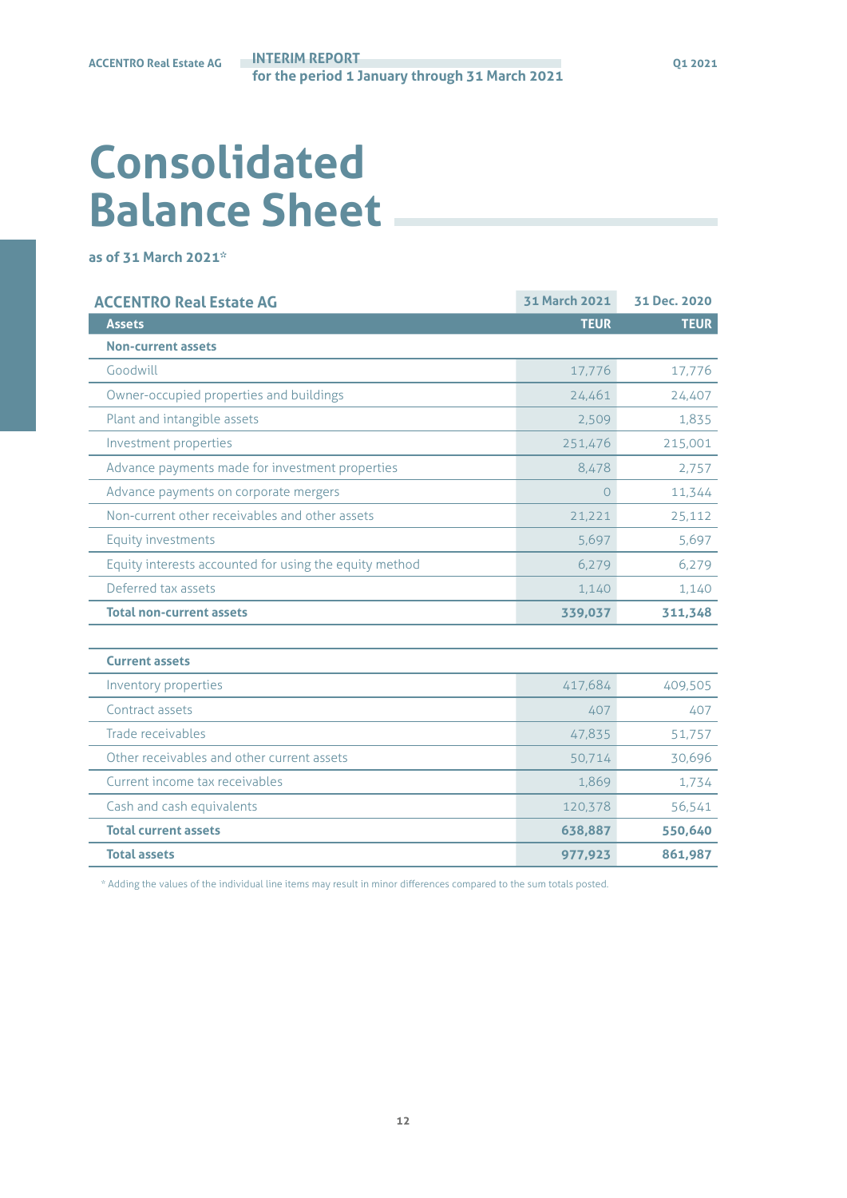# Consolidated Balance Sheet

as of 31 March 2021*

| ACCENTRO Real Estate AG | 31 March 2021 | 31 Dec. 2020 |
|---|---|---|
| **Assets** | **TEUR** | **TEUR** |
| **Non-current assets** | | |
| Goodwill | 17,776 | 17,776 |
| Owner-occupied properties and buildings | 24,461 | 24,407 |
| Plant and intangible assets | 2,509 | 1,835 |
| Investment properties | 251,476 | 215,001 |
| Advance payments made for investment properties | 8,478 | 2,757 |
| Advance payments on corporate mergers | 0 | 11,344 |
| Non-current other receivables and other assets | 21,221 | 25,112 |
| Equity investments | 5,697 | 5,697 |
| Equity interests accounted for using the equity method | 6,279 | 6,279 |
| Deferred tax assets | 1,140 | 1,140 |
| **Total non-current assets** | **339,037** | **311,348** |
| | | |
| **Current assets** | | |
| Inventory properties | 417,684 | 409,505 |
| Contract assets | 407 | 407 |
| Trade receivables | 47,835 | 51,757 |
| Other receivables and other current assets | 50,714 | 30,696 |
| Current income tax receivables | 1,869 | 1,734 |
| Cash and cash equivalents | 120,378 | 56,541 |
| **Total current assets** | **638,887** | **550,640** |
| **Total assets** | **977,923** | **861,987** |

* Adding the values of the individual line items may result in minor differences compared to the sum totals posted.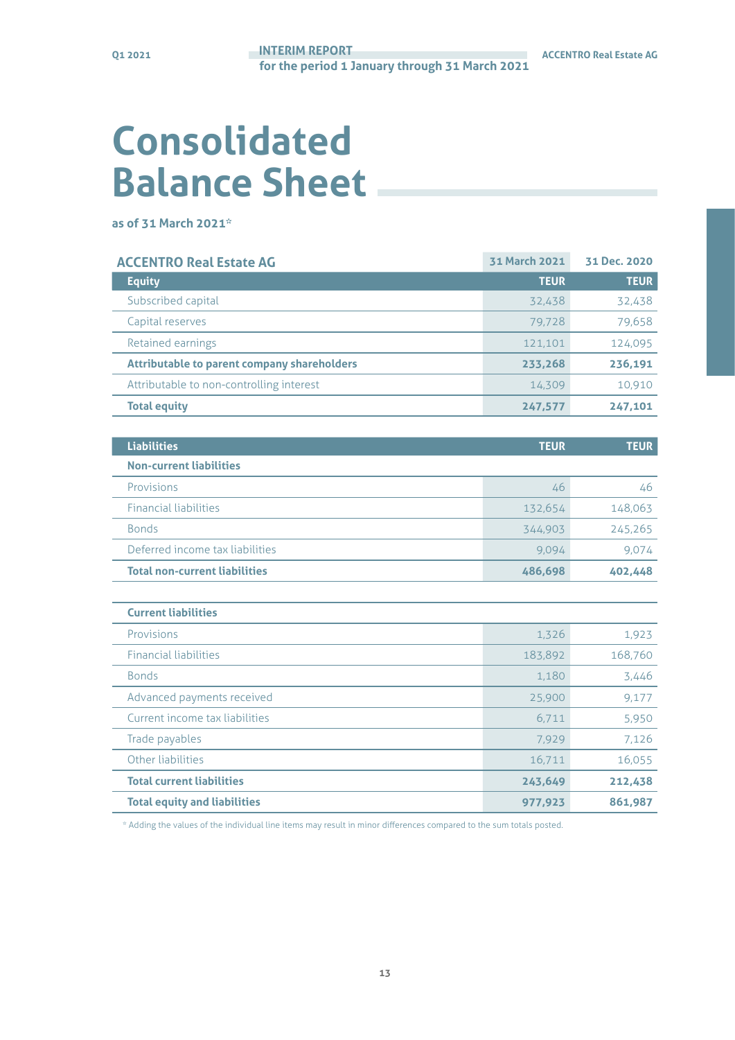# Consolidated Balance Sheet

**as of 31 March 2021***

| ACCENTRO Real Estate AG | 31 March 2021 | 31 Dec. 2020 |
|---|---|---|
| **Equity** | **TEUR** | **TEUR** |
| Subscribed capital | 32,438 | 32,438 |
| Capital reserves | 79,728 | 79,658 |
| Retained earnings | 121,101 | 124,095 |
| **Attributable to parent company shareholders** | **233,268** | **236,191** |
| Attributable to non-controlling interest | 14,309 | 10,910 |
| **Total equity** | **247,577** | **247,101** |
| **Liabilities** | **TEUR** | **TEUR** |
| **Non-current liabilities** | | |
| Provisions | 46 | 46 |
| Financial liabilities | 132,654 | 148,063 |
| Bonds | 344,903 | 245,265 |
| Deferred income tax liabilities | 9,094 | 9,074 |
| **Total non-current liabilities** | **486,698** | **402,448** |
| **Current liabilities** | | |
| Provisions | 1,326 | 1,923 |
| Financial liabilities | 183,892 | 168,760 |
| Bonds | 1,180 | 3,446 |
| Advanced payments received | 25,900 | 9,177 |
| Current income tax liabilities | 6,711 | 5,950 |
| Trade payables | 7,929 | 7,126 |
| Other liabilities | 16,711 | 16,055 |
| **Total current liabilities** | **243,649** | **212,438** |
| **Total equity and liabilities** | **977,923** | **861,987** |

* Adding the values of the individual line items may result in minor differences compared to the sum totals posted.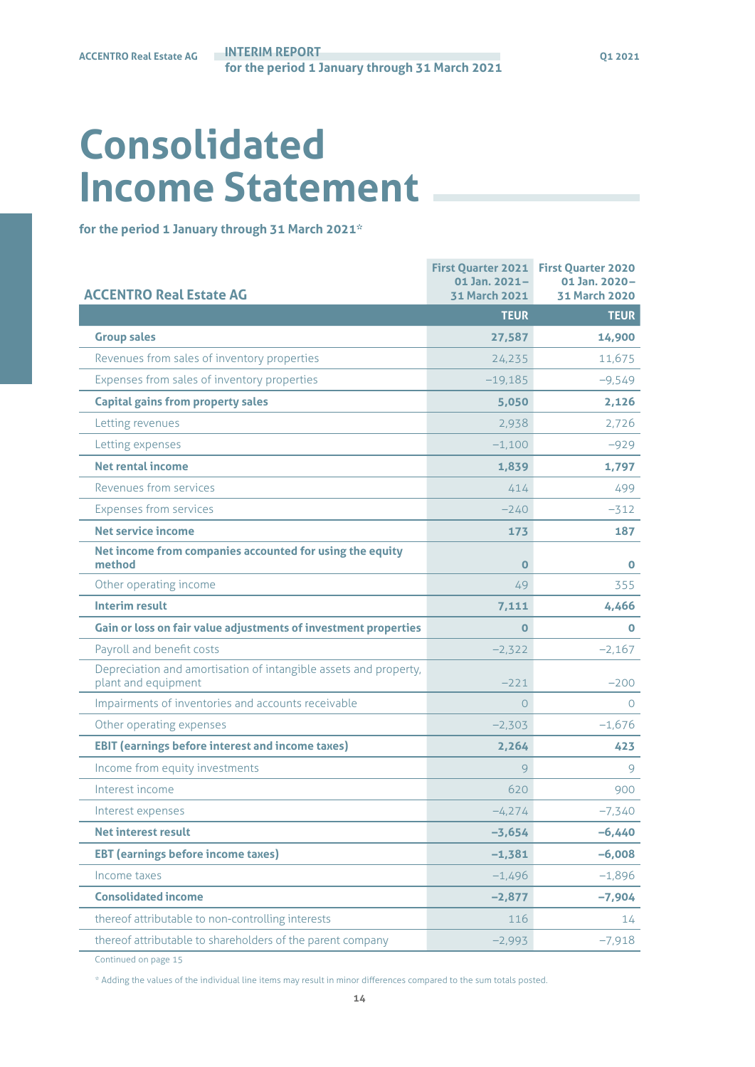# Consolidated Income Statement

**for the period 1 January through 31 March 2021***

| ACCENTRO Real Estate AG | First Quarter 2021 01 Jan. 2021 – 31 March 2021 | First Quarter 2020 01 Jan. 2020 – 31 March 2020 |
|---|---|---|
| | TEUR | TEUR |
| **Group sales** | **27,587** | **14,900** |
| Revenues from sales of inventory properties | 24,235 | 11,675 |
| Expenses from sales of inventory properties | −19,185 | −9,549 |
| **Capital gains from property sales** | **5,050** | **2,126** |
| Letting revenues | 2,938 | 2,726 |
| Letting expenses | −1,100 | −929 |
| **Net rental income** | **1,839** | **1,797** |
| Revenues from services | 414 | 499 |
| Expenses from services | −240 | −312 |
| **Net service income** | **173** | **187** |
| **Net income from companies accounted for using the equity method** | **0** | **0** |
| Other operating income | 49 | 355 |
| **Interim result** | **7,111** | **4,466** |
| **Gain or loss on fair value adjustments of investment properties** | **0** | **0** |
| Payroll and benefit costs | −2,322 | −2,167 |
| Depreciation and amortisation of intangible assets and property, plant and equipment | −221 | −200 |
| Impairments of inventories and accounts receivable | 0 | 0 |
| Other operating expenses | −2,303 | −1,676 |
| **EBIT (earnings before interest and income taxes)** | **2,264** | **423** |
| Income from equity investments | 9 | 9 |
| Interest income | 620 | 900 |
| Interest expenses | −4,274 | −7,340 |
| **Net interest result** | **−3,654** | **−6,440** |
| **EBT (earnings before income taxes)** | **−1,381** | **−6,008** |
| Income taxes | −1,496 | −1,896 |
| **Consolidated income** | **−2,877** | **−7,904** |
| thereof attributable to non-controlling interests | 116 | 14 |
| thereof attributable to shareholders of the parent company | −2,993 | −7,918 |

Continued on page 15

* Adding the values of the individual line items may result in minor differences compared to the sum totals posted.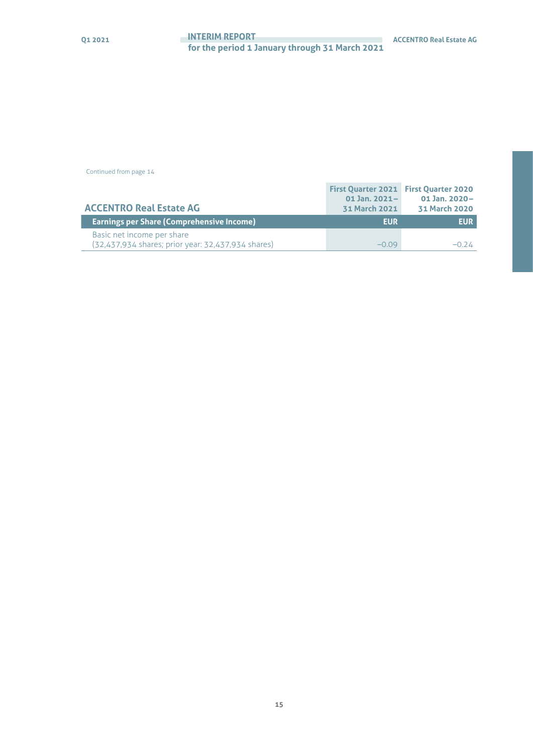Continued from page 14

| ACCENTRO Real Estate AG | First Quarter 2021<br>01 Jan. 2021 –<br>31 March 2021 | First Quarter 2020<br>01 Jan. 2020 –<br>31 March 2020 |
|---|---|---|
| **Earnings per Share (Comprehensive Income)** | **EUR** | **EUR** |
| Basic net income per share<br>(32,437,934 shares; prior year: 32,437,934 shares) | –0.09 | –0.24 |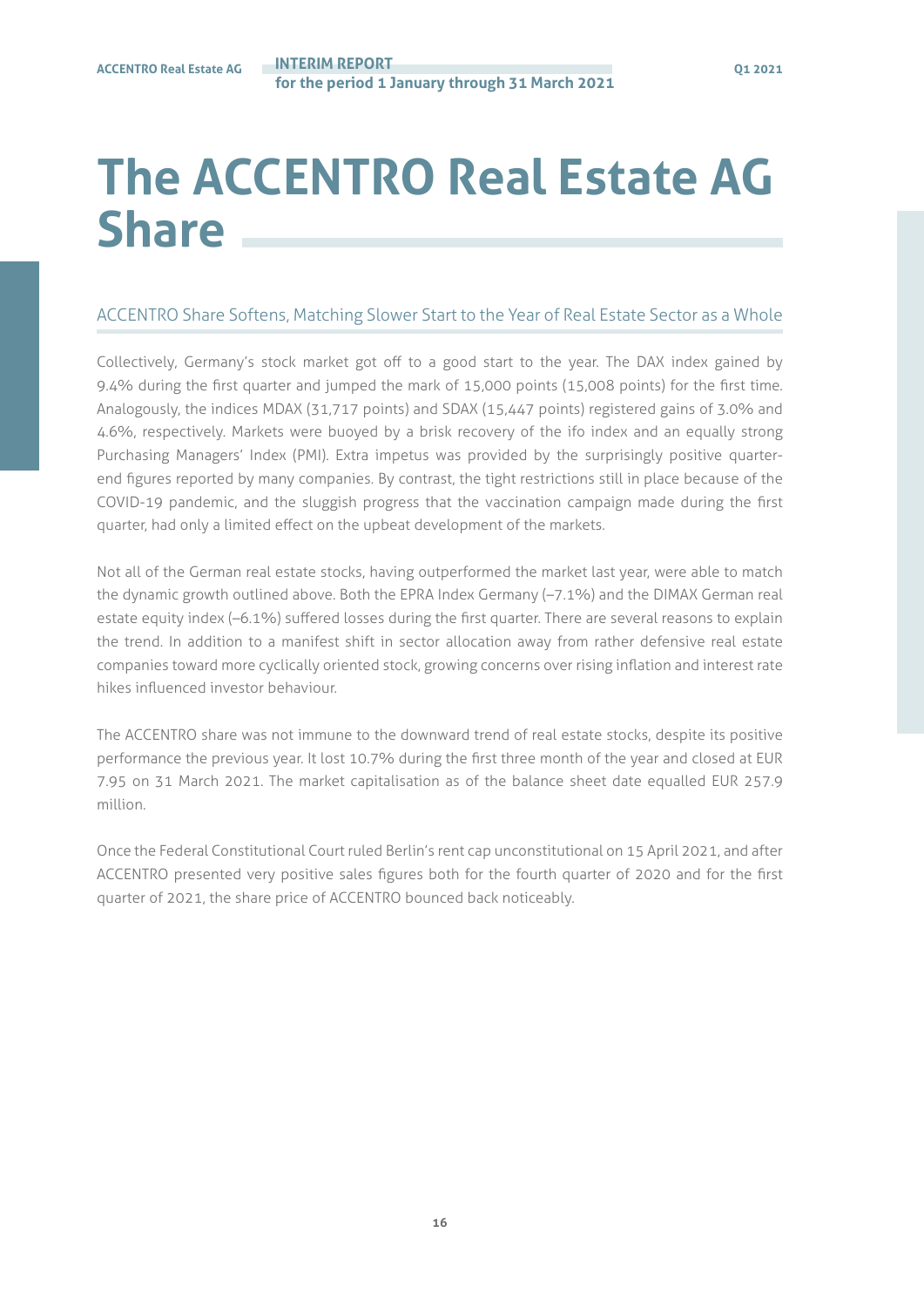# The ACCENTRO Real Estate AG Share

## ACCENTRO Share Softens, Matching Slower Start to the Year of Real Estate Sector as a Whole

Collectively, Germany's stock market got off to a good start to the year. The DAX index gained by 9.4% during the first quarter and jumped the mark of 15,000 points (15,008 points) for the first time. Analogously, the indices MDAX (31,717 points) and SDAX (15,447 points) registered gains of 3.0% and 4.6%, respectively. Markets were buoyed by a brisk recovery of the ifo index and an equally strong Purchasing Managers' Index (PMI). Extra impetus was provided by the surprisingly positive quarter-end figures reported by many companies. By contrast, the tight restrictions still in place because of the COVID-19 pandemic, and the sluggish progress that the vaccination campaign made during the first quarter, had only a limited effect on the upbeat development of the markets.

Not all of the German real estate stocks, having outperformed the market last year, were able to match the dynamic growth outlined above. Both the EPRA Index Germany (–7.1%) and the DIMAX German real estate equity index (–6.1%) suffered losses during the first quarter. There are several reasons to explain the trend. In addition to a manifest shift in sector allocation away from rather defensive real estate companies toward more cyclically oriented stock, growing concerns over rising inflation and interest rate hikes influenced investor behaviour.

The ACCENTRO share was not immune to the downward trend of real estate stocks, despite its positive performance the previous year. It lost 10.7% during the first three month of the year and closed at EUR 7.95 on 31 March 2021. The market capitalisation as of the balance sheet date equalled EUR 257.9 million.

Once the Federal Constitutional Court ruled Berlin's rent cap unconstitutional on 15 April 2021, and after ACCENTRO presented very positive sales figures both for the fourth quarter of 2020 and for the first quarter of 2021, the share price of ACCENTRO bounced back noticeably.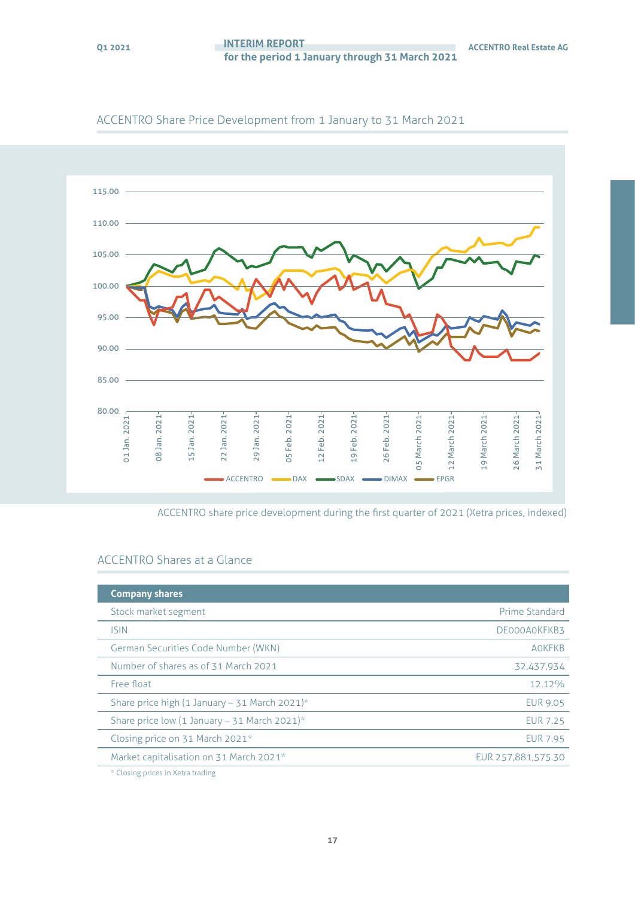## ACCENTRO Share Price Development from 1 January to 31 March 2021

ACCENTRO share price development during the first quarter of 2021 (Xetra prices, indexed)

## ACCENTRO Shares at a Glance

| Company shares | |
|---|---|
| Stock market segment | Prime Standard |
| ISIN | DE000A0KFKB3 |
| German Securities Code Number (WKN) | A0KFKB |
| Number of shares as of 31 March 2021 | 32,437,934 |
| Free float | 12.12% |
| Share price high (1 January – 31 March 2021)* | EUR 9.05 |
| Share price low (1 January – 31 March 2021)* | EUR 7.25 |
| Closing price on 31 March 2021* | EUR 7.95 |
| Market capitalisation on 31 March 2021* | EUR 257,881,575.30 |

* Closing prices in Xetra trading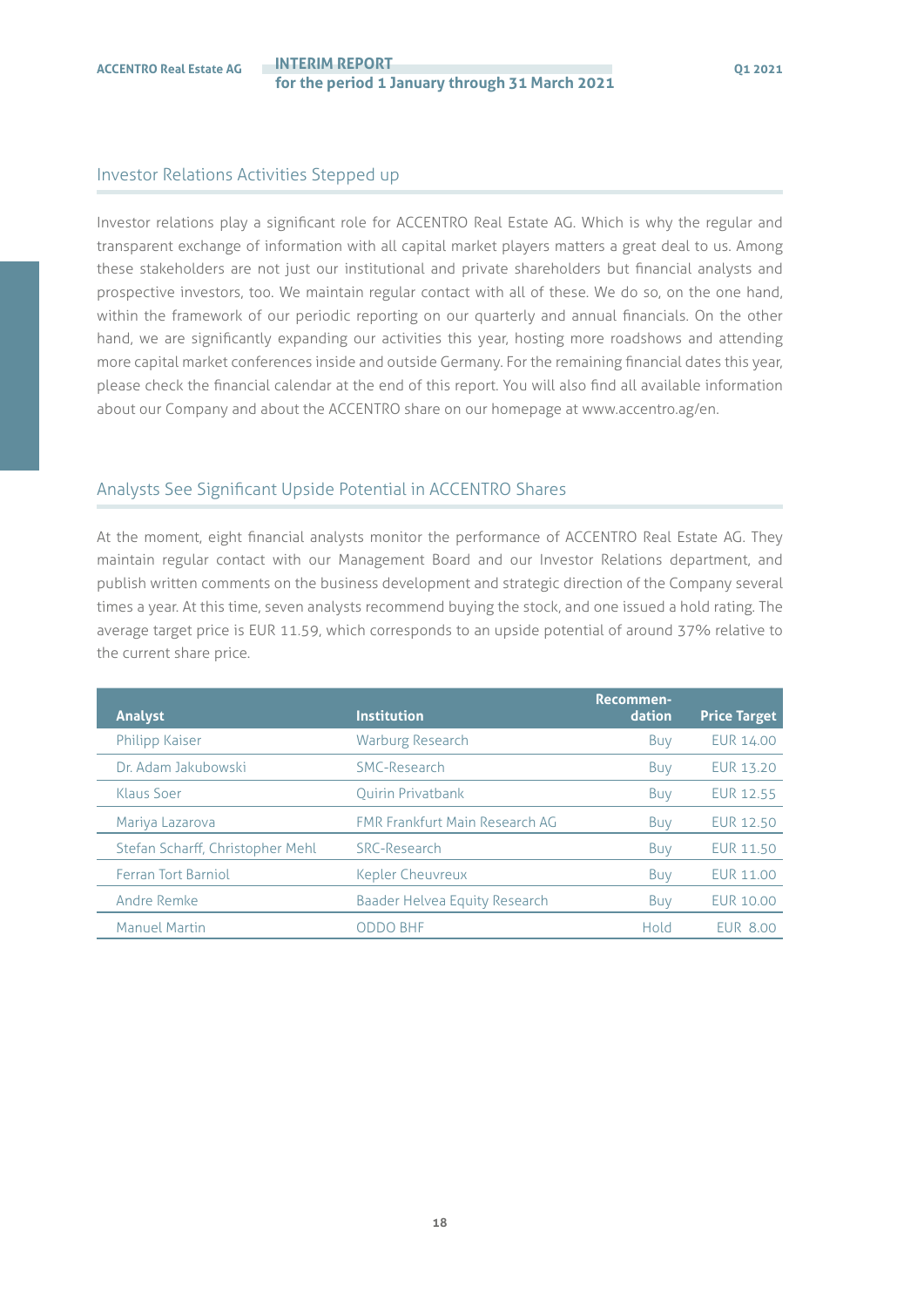## Investor Relations Activities Stepped up

Investor relations play a significant role for ACCENTRO Real Estate AG. Which is why the regular and transparent exchange of information with all capital market players matters a great deal to us. Among these stakeholders are not just our institutional and private shareholders but financial analysts and prospective investors, too. We maintain regular contact with all of these. We do so, on the one hand, within the framework of our periodic reporting on our quarterly and annual financials. On the other hand, we are significantly expanding our activities this year, hosting more roadshows and attending more capital market conferences inside and outside Germany. For the remaining financial dates this year, please check the financial calendar at the end of this report. You will also find all available information about our Company and about the ACCENTRO share on our homepage at www.accentro.ag/en.

## Analysts See Significant Upside Potential in ACCENTRO Shares

At the moment, eight financial analysts monitor the performance of ACCENTRO Real Estate AG. They maintain regular contact with our Management Board and our Investor Relations department, and publish written comments on the business development and strategic direction of the Company several times a year. At this time, seven analysts recommend buying the stock, and one issued a hold rating. The average target price is EUR 11.59, which corresponds to an upside potential of around 37% relative to the current share price.

| Analyst | Institution | Recommendation | Price Target |
|---|---|---|---|
| Philipp Kaiser | Warburg Research | Buy | EUR 14.00 |
| Dr. Adam Jakubowski | SMC-Research | Buy | EUR 13.20 |
| Klaus Soer | Quirin Privatbank | Buy | EUR 12.55 |
| Mariya Lazarova | FMR Frankfurt Main Research AG | Buy | EUR 12.50 |
| Stefan Scharff, Christopher Mehl | SRC-Research | Buy | EUR 11.50 |
| Ferran Tort Barniol | Kepler Cheuvreux | Buy | EUR 11.00 |
| Andre Remke | Baader Helvea Equity Research | Buy | EUR 10.00 |
| Manuel Martin | ODDO BHF | Hold | EUR 8.00 |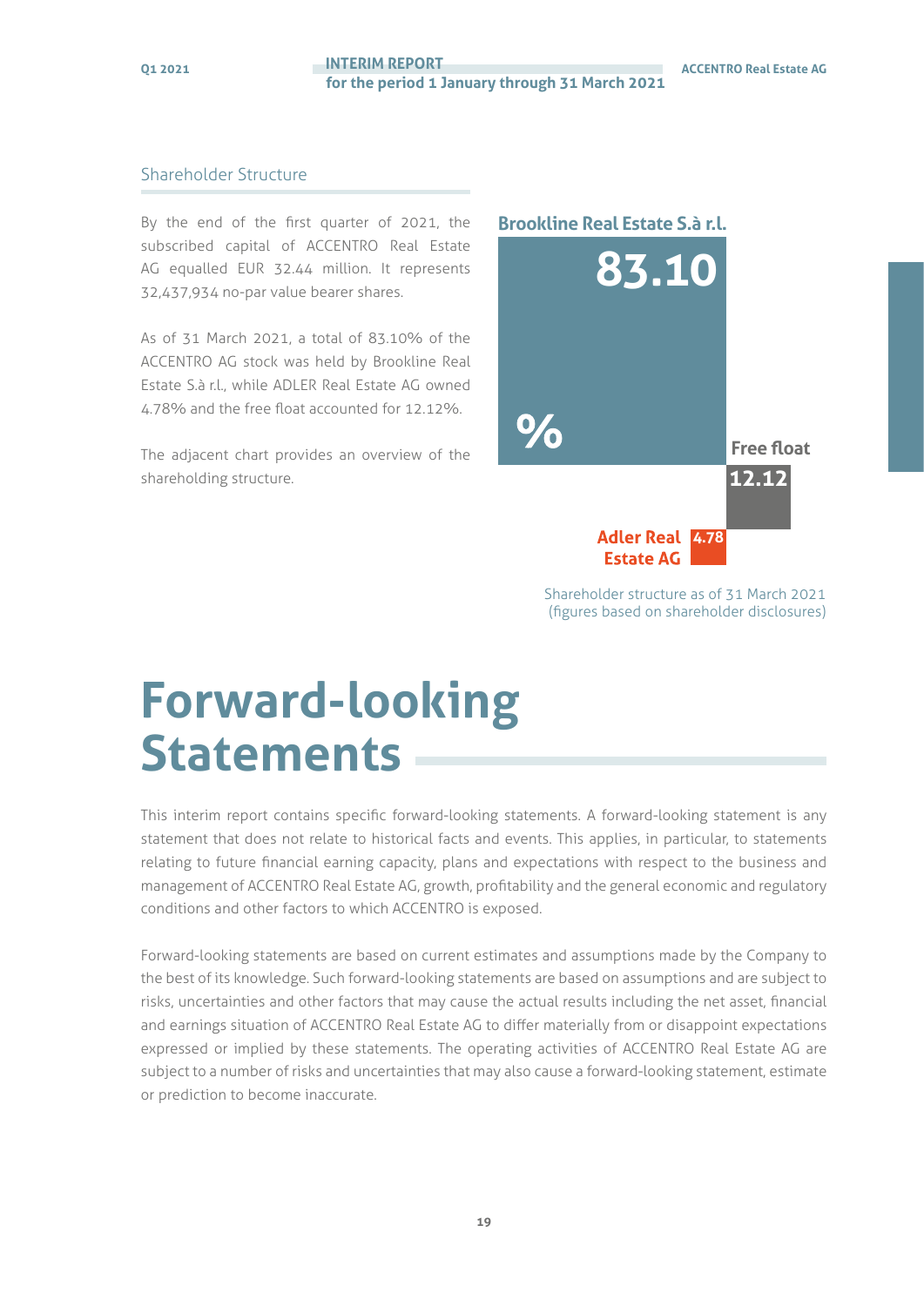## Shareholder Structure

By the end of the first quarter of 2021, the subscribed capital of ACCENTRO Real Estate AG equalled EUR 32.44 million. It represents 32,437,934 no-par value bearer shares.

As of 31 March 2021, a total of 83.10% of the ACCENTRO AG stock was held by Brookline Real Estate S.à r.l., while ADLER Real Estate AG owned 4.78% and the free float accounted for 12.12%.

The adjacent chart provides an overview of the shareholding structure.

Brookline Real Estate S.à r.l.

83.10

%

Free float

12.12

Adler Real Estate AG 4.78

Shareholder structure as of 31 March 2021 (figures based on shareholder disclosures)

# Forward-looking Statements

This interim report contains specific forward-looking statements. A forward-looking statement is any statement that does not relate to historical facts and events. This applies, in particular, to statements relating to future financial earning capacity, plans and expectations with respect to the business and management of ACCENTRO Real Estate AG, growth, profitability and the general economic and regulatory conditions and other factors to which ACCENTRO is exposed.

Forward-looking statements are based on current estimates and assumptions made by the Company to the best of its knowledge. Such forward-looking statements are based on assumptions and are subject to risks, uncertainties and other factors that may cause the actual results including the net asset, financial and earnings situation of ACCENTRO Real Estate AG to differ materially from or disappoint expectations expressed or implied by these statements. The operating activities of ACCENTRO Real Estate AG are subject to a number of risks and uncertainties that may also cause a forward-looking statement, estimate or prediction to become inaccurate.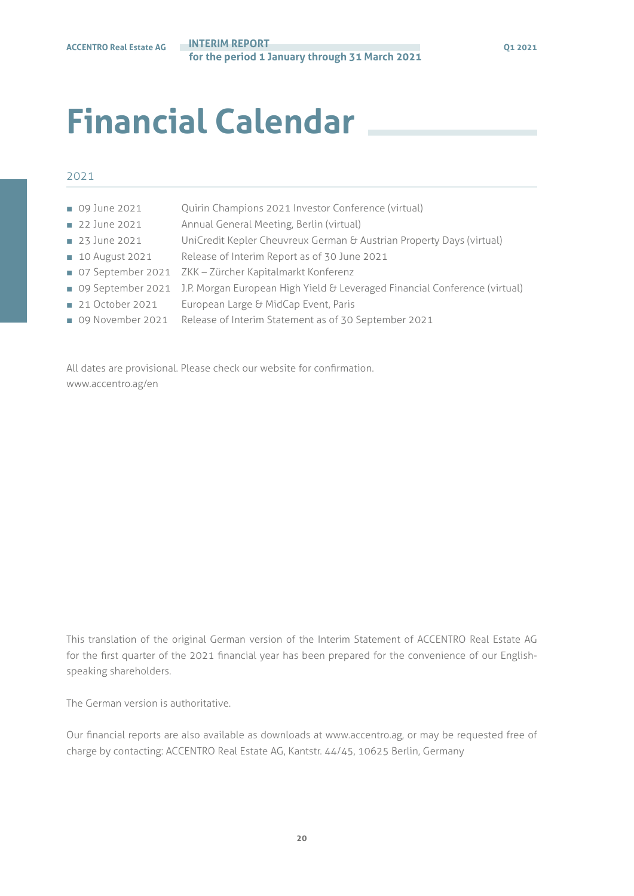# Financial Calendar

## 2021

- 09 June 2021 — Quirin Champions 2021 Investor Conference (virtual)
- 22 June 2021 — Annual General Meeting, Berlin (virtual)
- 23 June 2021 — UniCredit Kepler Cheuvreux German & Austrian Property Days (virtual)
- 10 August 2021 — Release of Interim Report as of 30 June 2021
- 07 September 2021 — ZKK – Zürcher Kapitalmarkt Konferenz
- 09 September 2021 — J.P. Morgan European High Yield & Leveraged Financial Conference (virtual)
- 21 October 2021 — European Large & MidCap Event, Paris
- 09 November 2021 — Release of Interim Statement as of 30 September 2021

All dates are provisional. Please check our website for confirmation.
www.accentro.ag/en

This translation of the original German version of the Interim Statement of ACCENTRO Real Estate AG for the first quarter of the 2021 financial year has been prepared for the convenience of our English-speaking shareholders.

The German version is authoritative.

Our financial reports are also available as downloads at www.accentro.ag, or may be requested free of charge by contacting: ACCENTRO Real Estate AG, Kantstr. 44/45, 10625 Berlin, Germany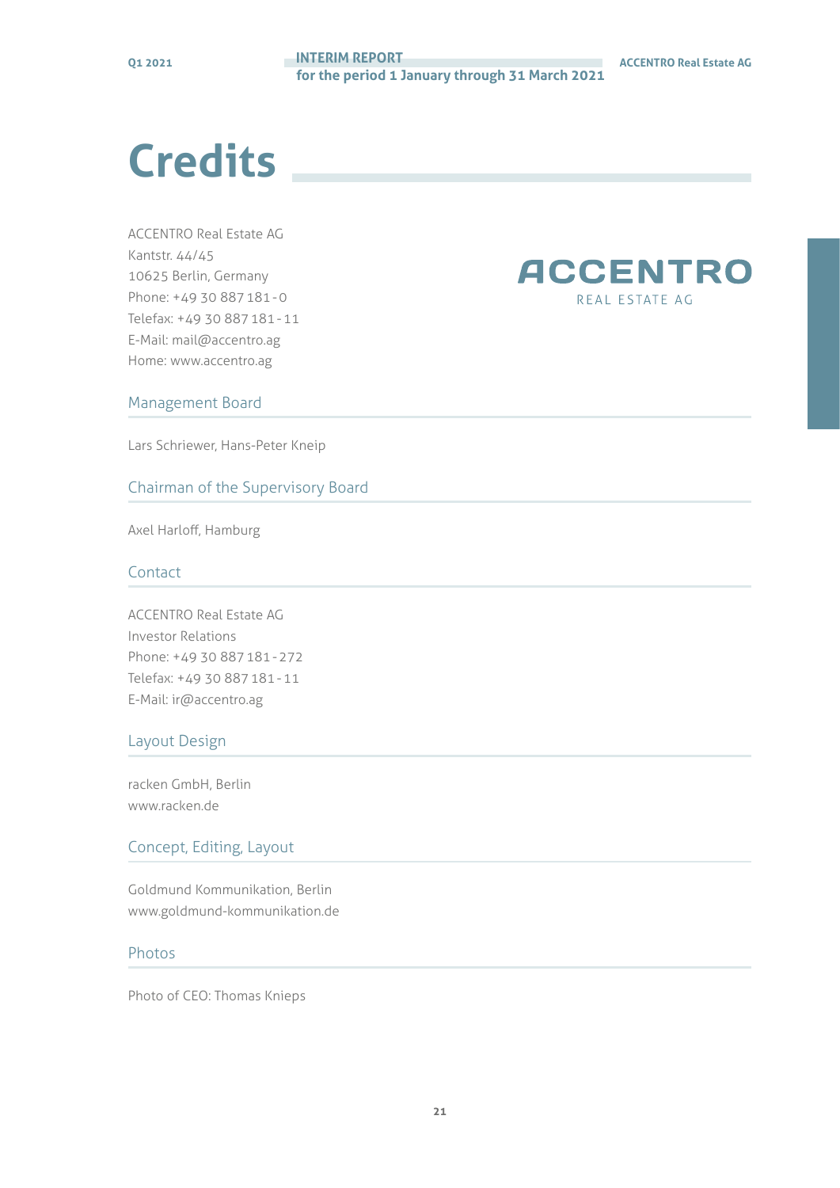# Credits

ACCENTRO Real Estate AG
Kantstr. 44/45
10625 Berlin, Germany
Phone: +49 30 887 181 - 0
Telefax: +49 30 887 181 - 11
E-Mail: mail@accentro.ag
Home: www.accentro.ag

ACCENTRO
REAL ESTATE AG

## Management Board

Lars Schriewer, Hans-Peter Kneip

## Chairman of the Supervisory Board

Axel Harloff, Hamburg

## Contact

ACCENTRO Real Estate AG
Investor Relations
Phone: +49 30 887 181 - 272
Telefax: +49 30 887 181 - 11
E-Mail: ir@accentro.ag

## Layout Design

racken GmbH, Berlin
www.racken.de

## Concept, Editing, Layout

Goldmund Kommunikation, Berlin
www.goldmund-kommunikation.de

## Photos

Photo of CEO: Thomas Knieps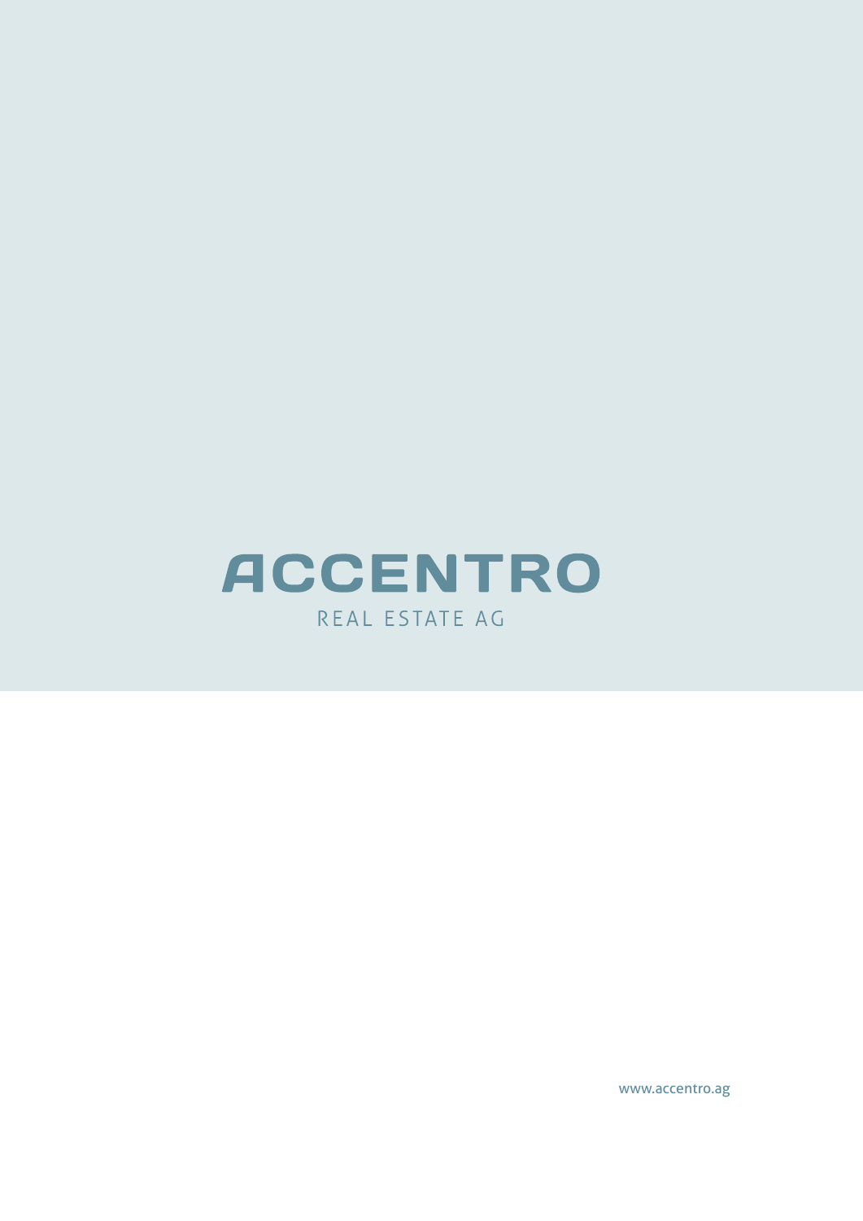ACCENTRO

REAL ESTATE AG

www.accentro.ag